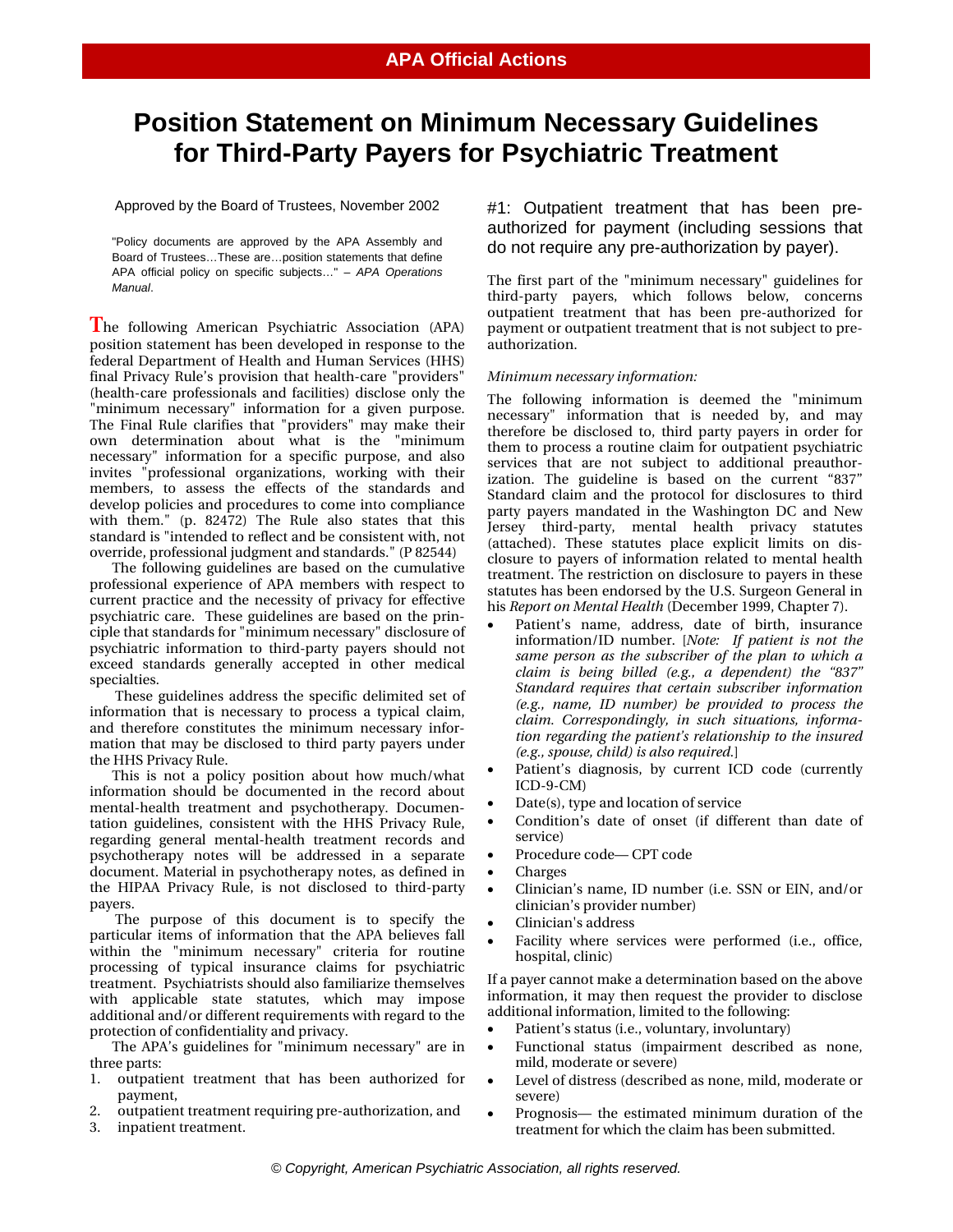**APA Official Actions**

# Position Statement on Minimum Necessary Guidelines for Third-Party Payers for Psychiatric Treatment

Approved by the Board of Trustees, November 2002

"Policy documents are approved by the APA Assembly and Board of Trustees…These are…position statements that define APA official policy on specific subjects…" – *APA Operations Manual*.

The following American Psychiatric Association (APA) position statement has been developed in response to the federal Department of Health and Human Services (HHS) final Privacy Rule's provision that health-care "providers" (health-care professionals and facilities) disclose only the "minimum necessary" information for a given purpose. The Final Rule clarifies that "providers" may make their own determination about what is the "minimum necessary" information for a specific purpose, and also invites "professional organizations, working with their members, to assess the effects of the standards and develop policies and procedures to come into compliance with them." (p. 82472) The Rule also states that this standard is "intended to reflect and be consistent with, not override, professional judgment and standards." (P 82544)

The following guidelines are based on the cumulative professional experience of APA members with respect to current practice and the necessity of privacy for effective psychiatric care. These guidelines are based on the principle that standards for "minimum necessary" disclosure of psychiatric information to third-party payers should not exceed standards generally accepted in other medical specialties.

These guidelines address the specific delimited set of information that is necessary to process a typical claim, and therefore constitutes the minimum necessary information that may be disclosed to third party payers under the HHS Privacy Rule.

This is not a policy position about how much/what information should be documented in the record about mental-health treatment and psychotherapy. Documentation guidelines, consistent with the HHS Privacy Rule, regarding general mental-health treatment records and psychotherapy notes will be addressed in a separate document. Material in psychotherapy notes, as defined in the HIPAA Privacy Rule, is not disclosed to third-party payers.

The purpose of this document is to specify the particular items of information that the APA believes fall within the "minimum necessary" criteria for routine processing of typical insurance claims for psychiatric treatment. Psychiatrists should also familiarize themselves with applicable state statutes, which may impose additional and/or different requirements with regard to the protection of confidentiality and privacy.

The APA's guidelines for "minimum necessary" are in three parts:

1. outpatient treatment that has been authorized for payment,
2. outpatient treatment requiring pre-authorization, and
3. inpatient treatment.

## #1: Outpatient treatment that has been pre-authorized for payment (including sessions that do not require any pre-authorization by payer).

The first part of the "minimum necessary" guidelines for third-party payers, which follows below, concerns outpatient treatment that has been pre-authorized for payment or outpatient treatment that is not subject to pre-authorization.

*Minimum necessary information:*

The following information is deemed the "minimum necessary" information that is needed by, and may therefore be disclosed to, third party payers in order for them to process a routine claim for outpatient psychiatric services that are not subject to additional preauthorization. The guideline is based on the current "837" Standard claim and the protocol for disclosures to third party payers mandated in the Washington DC and New Jersey third-party, mental health privacy statutes (attached). These statutes place explicit limits on disclosure to payers of information related to mental health treatment. The restriction on disclosure to payers in these statutes has been endorsed by the U.S. Surgeon General in his *Report on Mental Health* (December 1999, Chapter 7).

- Patient's name, address, date of birth, insurance information/ID number. [*Note: If patient is not the same person as the subscriber of the plan to which a claim is being billed (e.g., a dependent) the "837" Standard requires that certain subscriber information (e.g., name, ID number) be provided to process the claim. Correspondingly, in such situations, information regarding the patient's relationship to the insured (e.g., spouse, child) is also required.*]
- Patient's diagnosis, by current ICD code (currently ICD-9-CM)
- Date(s), type and location of service
- Condition's date of onset (if different than date of service)
- Procedure code— CPT code
- Charges
- Clinician's name, ID number (i.e. SSN or EIN, and/or clinician's provider number)
- Clinician's address
- Facility where services were performed (i.e., office, hospital, clinic)

If a payer cannot make a determination based on the above information, it may then request the provider to disclose additional information, limited to the following:

- Patient's status (i.e., voluntary, involuntary)
- Functional status (impairment described as none, mild, moderate or severe)
- Level of distress (described as none, mild, moderate or severe)
- Prognosis— the estimated minimum duration of the treatment for which the claim has been submitted.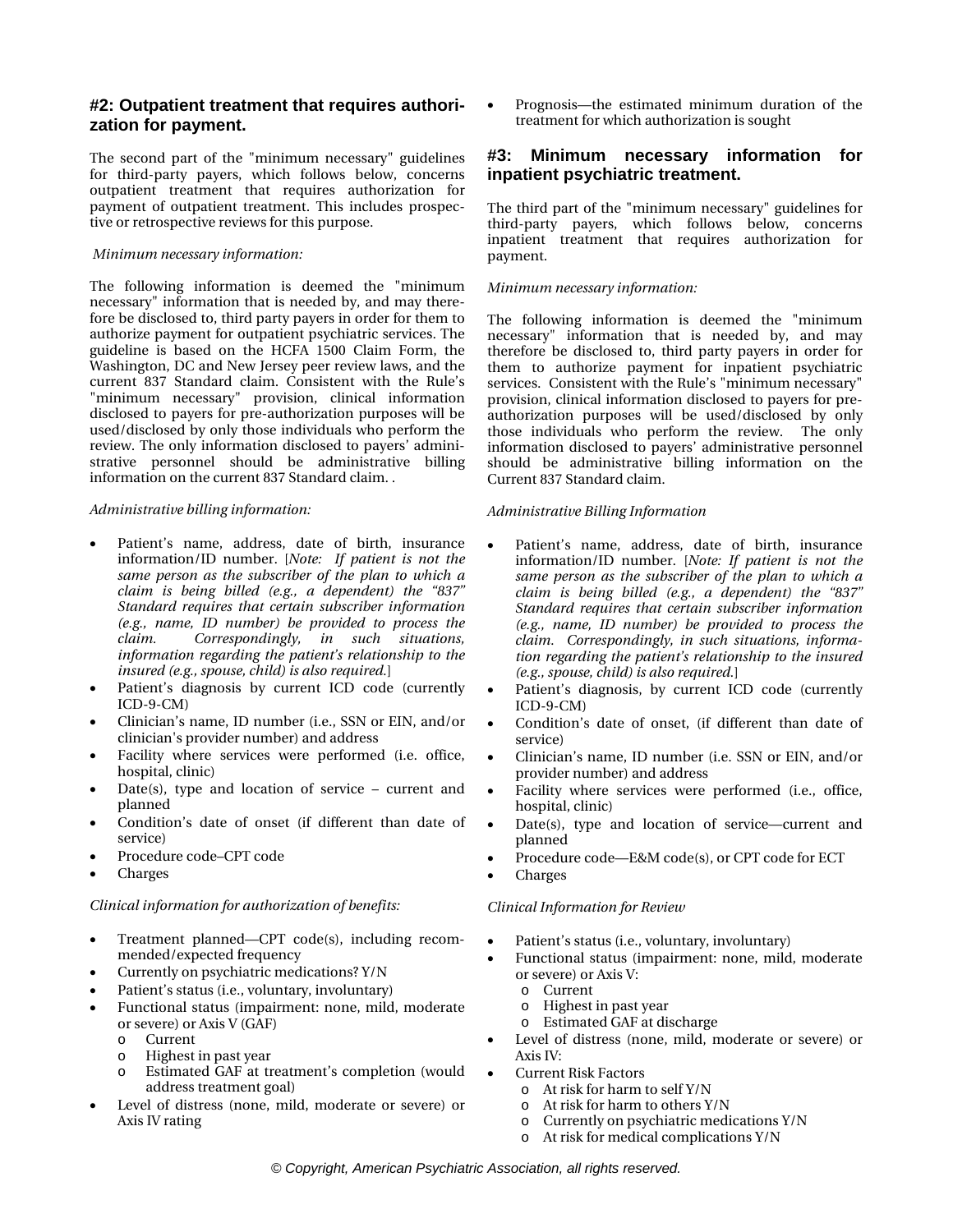## #2: Outpatient treatment that requires authorization for payment.

The second part of the "minimum necessary" guidelines for third-party payers, which follows below, concerns outpatient treatment that requires authorization for payment of outpatient treatment. This includes prospective or retrospective reviews for this purpose.

*Minimum necessary information:*

The following information is deemed the "minimum necessary" information that is needed by, and may therefore be disclosed to, third party payers in order for them to authorize payment for outpatient psychiatric services. The guideline is based on the HCFA 1500 Claim Form, the Washington, DC and New Jersey peer review laws, and the current 837 Standard claim. Consistent with the Rule's "minimum necessary" provision, clinical information disclosed to payers for pre-authorization purposes will be used/disclosed by only those individuals who perform the review. The only information disclosed to payers' administrative personnel should be administrative billing information on the current 837 Standard claim. .

*Administrative billing information:*

- Patient's name, address, date of birth, insurance information/ID number. [*Note: If patient is not the same person as the subscriber of the plan to which a claim is being billed (e.g., a dependent) the "837" Standard requires that certain subscriber information (e.g., name, ID number) be provided to process the claim. Correspondingly, in such situations, information regarding the patient's relationship to the insured (e.g., spouse, child) is also required.*]
- Patient's diagnosis by current ICD code (currently ICD-9-CM)
- Clinician's name, ID number (i.e., SSN or EIN, and/or clinician's provider number) and address
- Facility where services were performed (i.e. office, hospital, clinic)
- Date(s), type and location of service – current and planned
- Condition's date of onset (if different than date of service)
- Procedure code–CPT code
- Charges

*Clinical information for authorization of benefits:*

- Treatment planned—CPT code(s), including recommended/expected frequency
- Currently on psychiatric medications? Y/N
- Patient's status (i.e., voluntary, involuntary)
- Functional status (impairment: none, mild, moderate or severe) or Axis V (GAF)
  - Current
  - Highest in past year
  - Estimated GAF at treatment's completion (would address treatment goal)
- Level of distress (none, mild, moderate or severe) or Axis IV rating
- Prognosis—the estimated minimum duration of the treatment for which authorization is sought

## #3: Minimum necessary information for inpatient psychiatric treatment.

The third part of the "minimum necessary" guidelines for third-party payers, which follows below, concerns inpatient treatment that requires authorization for payment.

*Minimum necessary information:*

The following information is deemed the "minimum necessary" information that is needed by, and may therefore be disclosed to, third party payers in order for them to authorize payment for inpatient psychiatric services. Consistent with the Rule's "minimum necessary" provision, clinical information disclosed to payers for pre-authorization purposes will be used/disclosed by only those individuals who perform the review. The only information disclosed to payers' administrative personnel should be administrative billing information on the Current 837 Standard claim.

*Administrative Billing Information*

- Patient's name, address, date of birth, insurance information/ID number. [*Note: If patient is not the same person as the subscriber of the plan to which a claim is being billed (e.g., a dependent) the "837" Standard requires that certain subscriber information (e.g., name, ID number) be provided to process the claim. Correspondingly, in such situations, information regarding the patient's relationship to the insured (e.g., spouse, child) is also required.*]
- Patient's diagnosis, by current ICD code (currently ICD-9-CM)
- Condition's date of onset, (if different than date of service)
- Clinician's name, ID number (i.e. SSN or EIN, and/or provider number) and address
- Facility where services were performed (i.e., office, hospital, clinic)
- Date(s), type and location of service—current and planned
- Procedure code—E&M code(s), or CPT code for ECT
- Charges

*Clinical Information for Review*

- Patient's status (i.e., voluntary, involuntary)
- Functional status (impairment: none, mild, moderate or severe) or Axis V:
  - Current
  - Highest in past year
  - Estimated GAF at discharge
- Level of distress (none, mild, moderate or severe) or Axis IV:
- Current Risk Factors
  - At risk for harm to self Y/N
  - At risk for harm to others Y/N
  - Currently on psychiatric medications Y/N
  - At risk for medical complications Y/N

*© Copyright, American Psychiatric Association, all rights reserved.*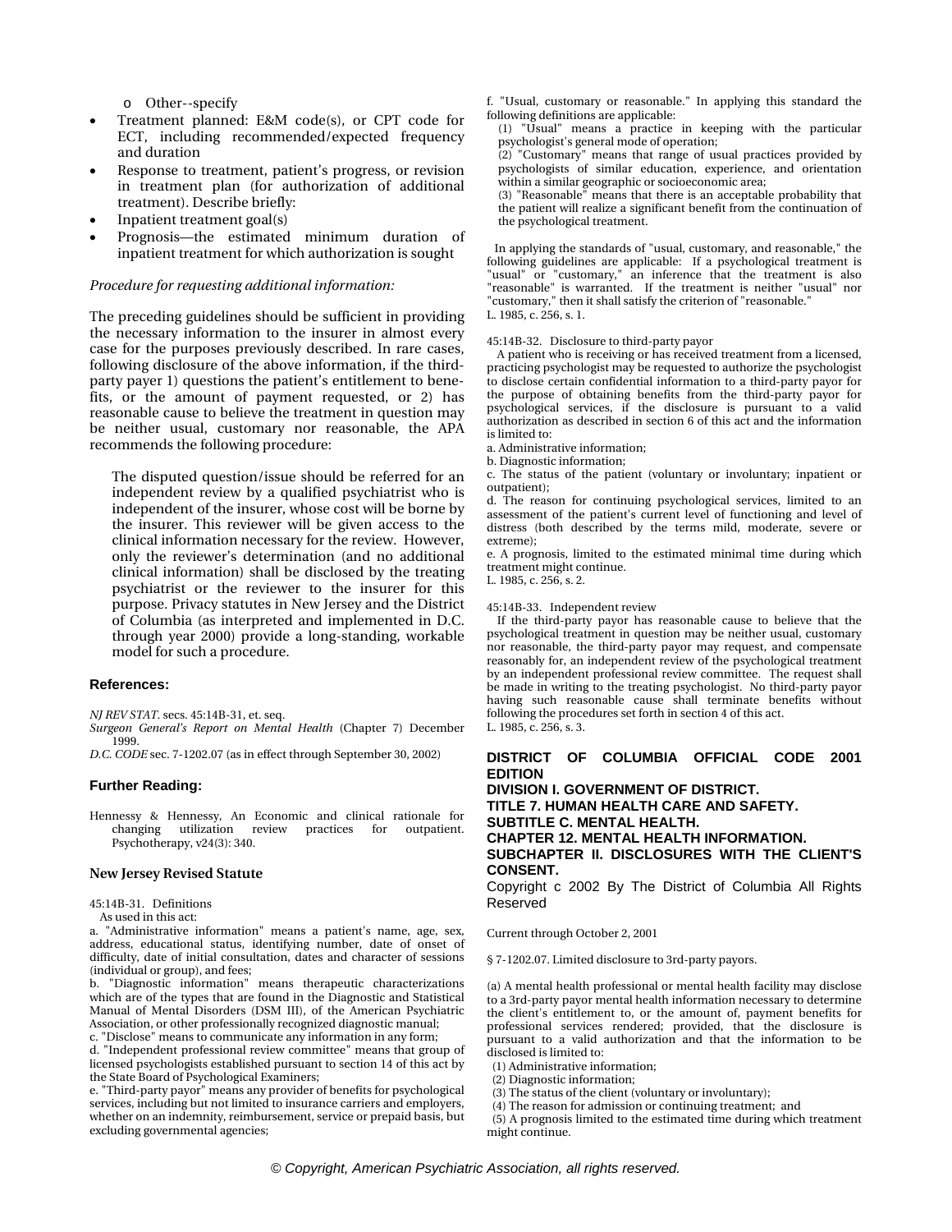- Other--specify

- Treatment planned: E&M code(s), or CPT code for ECT, including recommended/expected frequency and duration
- Response to treatment, patient's progress, or revision in treatment plan (for authorization of additional treatment). Describe briefly:
- Inpatient treatment goal(s)
- Prognosis—the estimated minimum duration of inpatient treatment for which authorization is sought

*Procedure for requesting additional information:*

The preceding guidelines should be sufficient in providing the necessary information to the insurer in almost every case for the purposes previously described. In rare cases, following disclosure of the above information, if the third-party payer 1) questions the patient's entitlement to benefits, or the amount of payment requested, or 2) has reasonable cause to believe the treatment in question may be neither usual, customary nor reasonable, the APA recommends the following procedure:

> The disputed question/issue should be referred for an independent review by a qualified psychiatrist who is independent of the insurer, whose cost will be borne by the insurer. This reviewer will be given access to the clinical information necessary for the review. However, only the reviewer's determination (and no additional clinical information) shall be disclosed by the treating psychiatrist or the reviewer to the insurer for this purpose. Privacy statutes in New Jersey and the District of Columbia (as interpreted and implemented in D.C. through year 2000) provide a long-standing, workable model for such a procedure.

**References:**

*NJ REV STAT*. secs. 45:14B-31, et. seq.

*Surgeon General's Report on Mental Health* (Chapter 7) December 1999.

*D.C. CODE* sec. 7-1202.07 (as in effect through September 30, 2002)

**Further Reading:**

Hennessy & Hennessy, An Economic and clinical rationale for changing utilization review practices for outpatient. Psychotherapy, v24(3): 340.

**New Jersey Revised Statute**

45:14B-31. Definitions

As used in this act:

a. "Administrative information" means a patient's name, age, sex, address, educational status, identifying number, date of onset of difficulty, date of initial consultation, dates and character of sessions (individual or group), and fees;

b. "Diagnostic information" means therapeutic characterizations which are of the types that are found in the Diagnostic and Statistical Manual of Mental Disorders (DSM III), of the American Psychiatric Association, or other professionally recognized diagnostic manual;

c. "Disclose" means to communicate any information in any form;

d. "Independent professional review committee" means that group of licensed psychologists established pursuant to section 14 of this act by the State Board of Psychological Examiners;

e. "Third-party payor" means any provider of benefits for psychological services, including but not limited to insurance carriers and employers, whether on an indemnity, reimbursement, service or prepaid basis, but excluding governmental agencies;

f. "Usual, customary or reasonable." In applying this standard the following definitions are applicable:

(1) "Usual" means a practice in keeping with the particular psychologist's general mode of operation;

(2) "Customary" means that range of usual practices provided by psychologists of similar education, experience, and orientation within a similar geographic or socioeconomic area;

(3) "Reasonable" means that there is an acceptable probability that the patient will realize a significant benefit from the continuation of the psychological treatment.

In applying the standards of "usual, customary, and reasonable," the following guidelines are applicable: If a psychological treatment is "usual" or "customary," an inference that the treatment is also "reasonable" is warranted. If the treatment is neither "usual" nor "customary," then it shall satisfy the criterion of "reasonable."

L. 1985, c. 256, s. 1.

45:14B-32. Disclosure to third-party payor

A patient who is receiving or has received treatment from a licensed, practicing psychologist may be requested to authorize the psychologist to disclose certain confidential information to a third-party payor for the purpose of obtaining benefits from the third-party payor for psychological services, if the disclosure is pursuant to a valid authorization as described in section 6 of this act and the information is limited to:

a. Administrative information;

b. Diagnostic information;

c. The status of the patient (voluntary or involuntary; inpatient or outpatient);

d. The reason for continuing psychological services, limited to an assessment of the patient's current level of functioning and level of distress (both described by the terms mild, moderate, severe or extreme);

e. A prognosis, limited to the estimated minimal time during which treatment might continue.

L. 1985, c. 256, s. 2.

45:14B-33. Independent review

If the third-party payor has reasonable cause to believe that the psychological treatment in question may be neither usual, customary nor reasonable, the third-party payor may request, and compensate reasonably for, an independent review of the psychological treatment by an independent professional review committee. The request shall be made in writing to the treating psychologist. No third-party payor having such reasonable cause shall terminate benefits without following the procedures set forth in section 4 of this act.

L. 1985, c. 256, s. 3.

**DISTRICT OF COLUMBIA OFFICIAL CODE 2001 EDITION**
**DIVISION I. GOVERNMENT OF DISTRICT.**
**TITLE 7. HUMAN HEALTH CARE AND SAFETY.**
**SUBTITLE C. MENTAL HEALTH.**
**CHAPTER 12. MENTAL HEALTH INFORMATION.**
**SUBCHAPTER II. DISCLOSURES WITH THE CLIENT'S CONSENT.**

Copyright c 2002 By The District of Columbia All Rights Reserved

Current through October 2, 2001

§ 7-1202.07. Limited disclosure to 3rd-party payors.

(a) A mental health professional or mental health facility may disclose to a 3rd-party payor mental health information necessary to determine the client's entitlement to, or the amount of, payment benefits for professional services rendered; provided, that the disclosure is pursuant to a valid authorization and that the information to be disclosed is limited to:

(1) Administrative information;

(2) Diagnostic information;

(3) The status of the client (voluntary or involuntary);  and

(4) The reason for admission or continuing treatment;  and

(5) A prognosis limited to the estimated time during which treatment might continue.

© Copyright, American Psychiatric Association, all rights reserved.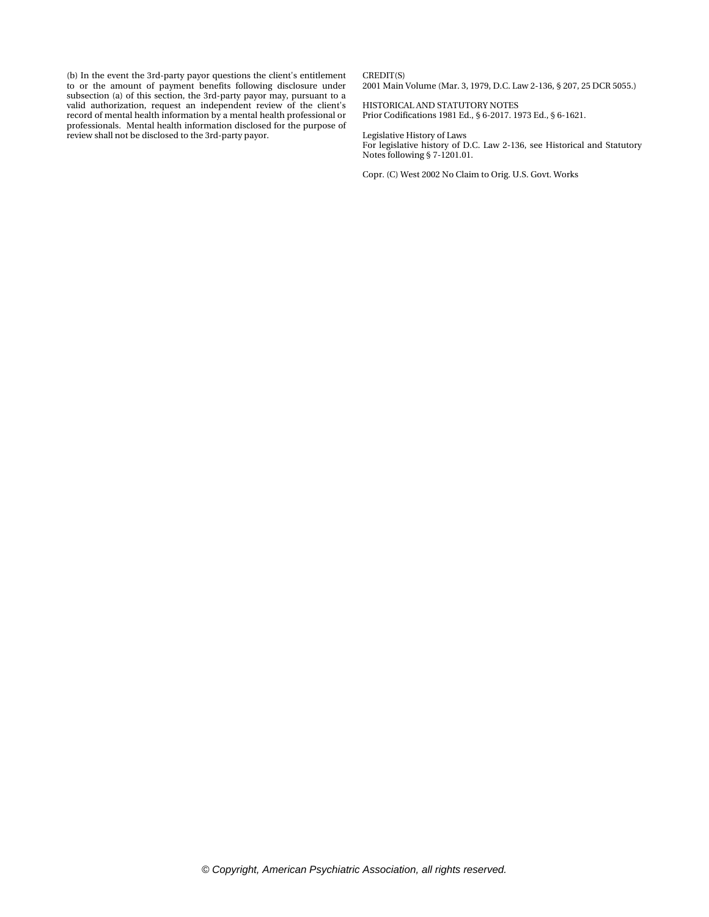(b) In the event the 3rd-party payor questions the client's entitlement to or the amount of payment benefits following disclosure under subsection (a) of this section, the 3rd-party payor may, pursuant to a valid authorization, request an independent review of the client's record of mental health information by a mental health professional or professionals. Mental health information disclosed for the purpose of review shall not be disclosed to the 3rd-party payor.

CREDIT(S)
2001 Main Volume (Mar. 3, 1979, D.C. Law 2-136, § 207, 25 DCR 5055.)

HISTORICAL AND STATUTORY NOTES
Prior Codifications 1981 Ed., § 6-2017. 1973 Ed., § 6-1621.

Legislative History of Laws
For legislative history of D.C. Law 2-136, see Historical and Statutory Notes following § 7-1201.01.

Copr. (C) West 2002 No Claim to Orig. U.S. Govt. Works

*© Copyright, American Psychiatric Association, all rights reserved.*